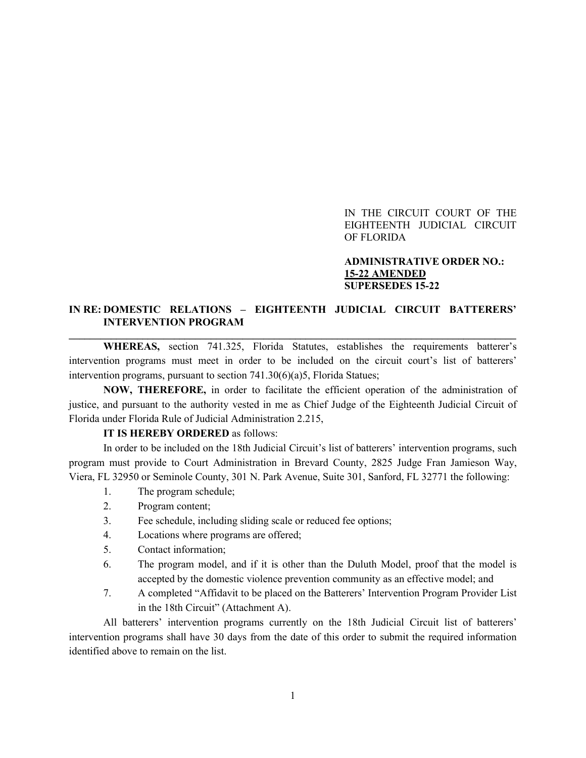IN THE CIRCUIT COURT OF THE EIGHTEENTH JUDICIAL CIRCUIT OF FLORIDA

**ADMINISTRATIVE ORDER NO.:**
**<u>15-22 AMENDED</u>**
**SUPERSEDES 15-22**

**IN RE: DOMESTIC RELATIONS – EIGHTEENTH JUDICIAL CIRCUIT BATTERERS' INTERVENTION PROGRAM**

---

**WHEREAS,** section 741.325, Florida Statutes, establishes the requirements batterer's intervention programs must meet in order to be included on the circuit court's list of batterers' intervention programs, pursuant to section 741.30(6)(a)5, Florida Statues;

**NOW, THEREFORE,** in order to facilitate the efficient operation of the administration of justice, and pursuant to the authority vested in me as Chief Judge of the Eighteenth Judicial Circuit of Florida under Florida Rule of Judicial Administration 2.215,

**IT IS HEREBY ORDERED** as follows:

In order to be included on the 18th Judicial Circuit's list of batterers' intervention programs, such program must provide to Court Administration in Brevard County, 2825 Judge Fran Jamieson Way, Viera, FL 32950 or Seminole County, 301 N. Park Avenue, Suite 301, Sanford, FL 32771 the following:

1. The program schedule;
2. Program content;
3. Fee schedule, including sliding scale or reduced fee options;
4. Locations where programs are offered;
5. Contact information;
6. The program model, and if it is other than the Duluth Model, proof that the model is accepted by the domestic violence prevention community as an effective model; and
7. A completed "Affidavit to be placed on the Batterers' Intervention Program Provider List in the 18th Circuit" (Attachment A).

All batterers' intervention programs currently on the 18th Judicial Circuit list of batterers' intervention programs shall have 30 days from the date of this order to submit the required information identified above to remain on the list.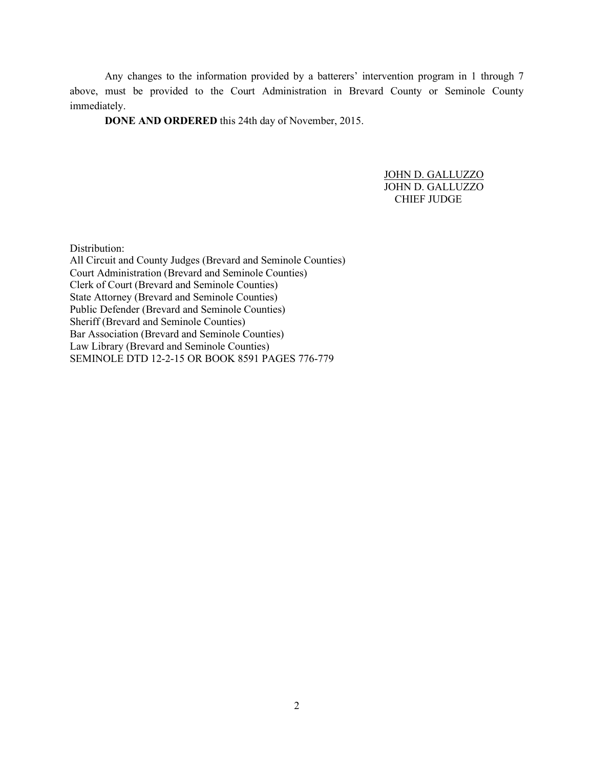Any changes to the information provided by a batterers' intervention program in 1 through 7 above, must be provided to the Court Administration in Brevard County or Seminole County immediately.

**DONE AND ORDERED** this 24th day of November, 2015.

JOHN D. GALLUZZO
JOHN D. GALLUZZO
CHIEF JUDGE

Distribution:
All Circuit and County Judges (Brevard and Seminole Counties)
Court Administration (Brevard and Seminole Counties)
Clerk of Court (Brevard and Seminole Counties)
State Attorney (Brevard and Seminole Counties)
Public Defender (Brevard and Seminole Counties)
Sheriff (Brevard and Seminole Counties)
Bar Association (Brevard and Seminole Counties)
Law Library (Brevard and Seminole Counties)
SEMINOLE DTD 12-2-15 OR BOOK 8591 PAGES 776-779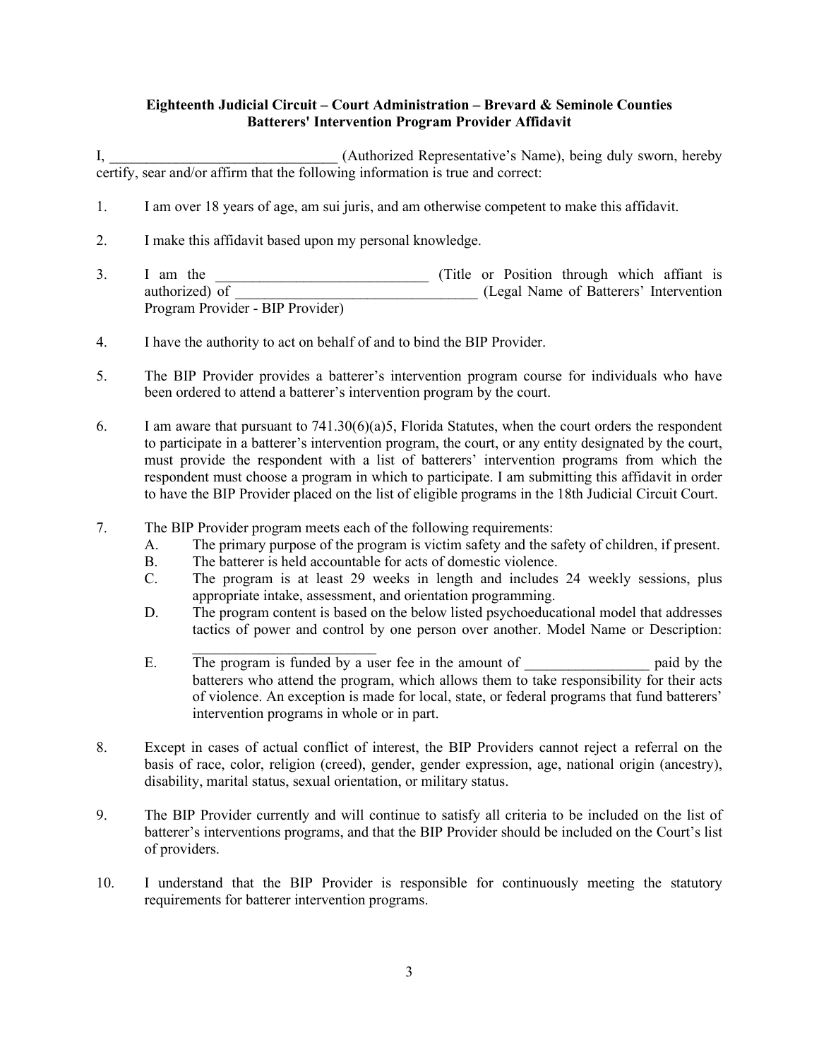**Eighteenth Judicial Circuit – Court Administration – Brevard & Seminole Counties**
**Batterers' Intervention Program Provider Affidavit**

I, ______________________________ (Authorized Representative's Name), being duly sworn, hereby certify, sear and/or affirm that the following information is true and correct:

1. I am over 18 years of age, am sui juris, and am otherwise competent to make this affidavit.

2. I make this affidavit based upon my personal knowledge.

3. I am the ____________________________ (Title or Position through which affiant is authorized) of ________________________________ (Legal Name of Batterers' Intervention Program Provider - BIP Provider)

4. I have the authority to act on behalf of and to bind the BIP Provider.

5. The BIP Provider provides a batterer's intervention program course for individuals who have been ordered to attend a batterer's intervention program by the court.

6. I am aware that pursuant to 741.30(6)(a)5, Florida Statutes, when the court orders the respondent to participate in a batterer's intervention program, the court, or any entity designated by the court, must provide the respondent with a list of batterers' intervention programs from which the respondent must choose a program in which to participate. I am submitting this affidavit in order to have the BIP Provider placed on the list of eligible programs in the 18th Judicial Circuit Court.

7. The BIP Provider program meets each of the following requirements:
   A. The primary purpose of the program is victim safety and the safety of children, if present.
   B. The batterer is held accountable for acts of domestic violence.
   C. The program is at least 29 weeks in length and includes 24 weekly sessions, plus appropriate intake, assessment, and orientation programming.
   D. The program content is based on the below listed psychoeducational model that addresses tactics of power and control by one person over another. Model Name or Description: _________________________
   E. The program is funded by a user fee in the amount of ________________ paid by the batterers who attend the program, which allows them to take responsibility for their acts of violence. An exception is made for local, state, or federal programs that fund batterers' intervention programs in whole or in part.

8. Except in cases of actual conflict of interest, the BIP Providers cannot reject a referral on the basis of race, color, religion (creed), gender, gender expression, age, national origin (ancestry), disability, marital status, sexual orientation, or military status.

9. The BIP Provider currently and will continue to satisfy all criteria to be included on the list of batterer's interventions programs, and that the BIP Provider should be included on the Court's list of providers.

10. I understand that the BIP Provider is responsible for continuously meeting the statutory requirements for batterer intervention programs.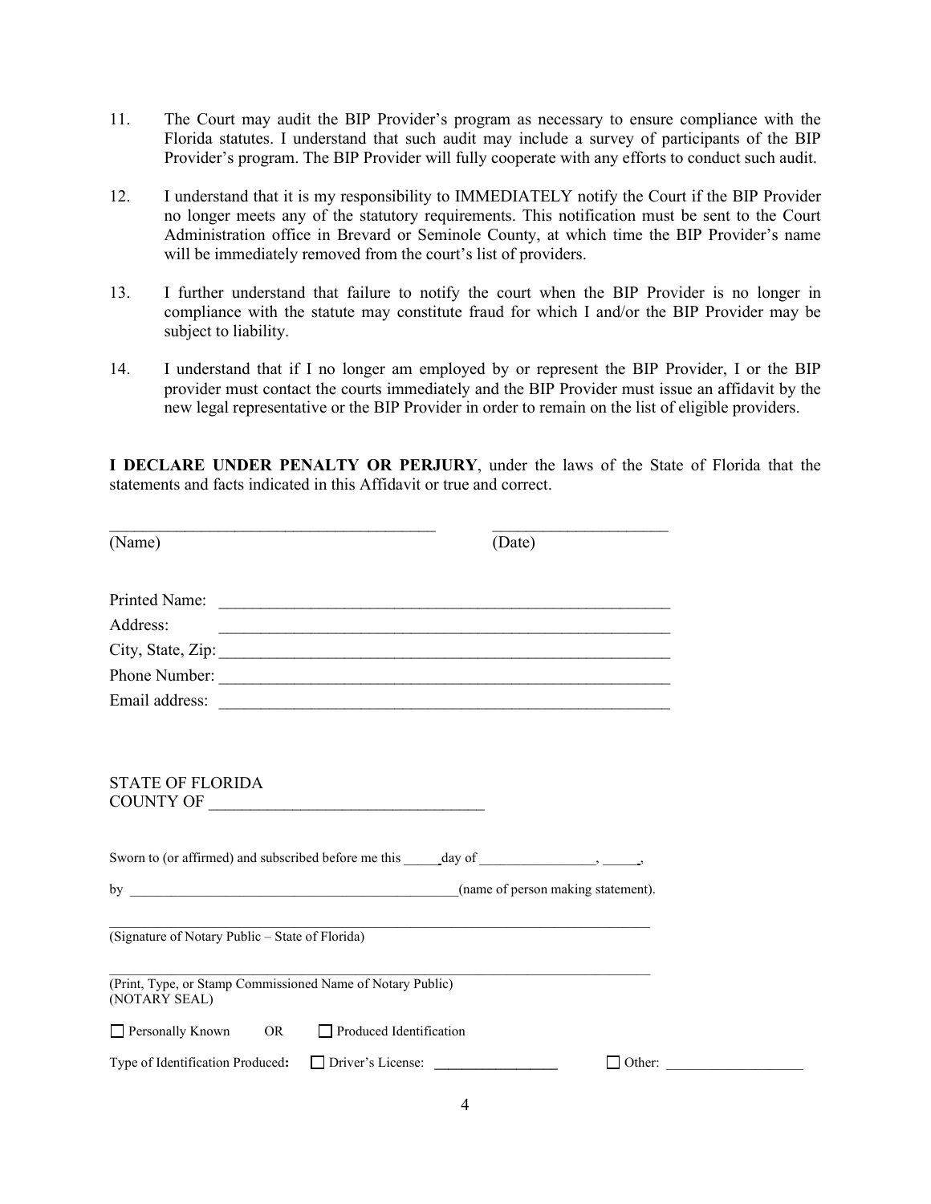11. The Court may audit the BIP Provider's program as necessary to ensure compliance with the Florida statutes. I understand that such audit may include a survey of participants of the BIP Provider's program. The BIP Provider will fully cooperate with any efforts to conduct such audit.

12. I understand that it is my responsibility to IMMEDIATELY notify the Court if the BIP Provider no longer meets any of the statutory requirements. This notification must be sent to the Court Administration office in Brevard or Seminole County, at which time the BIP Provider's name will be immediately removed from the court's list of providers.

13. I further understand that failure to notify the court when the BIP Provider is no longer in compliance with the statute may constitute fraud for which I and/or the BIP Provider may be subject to liability.

14. I understand that if I no longer am employed by or represent the BIP Provider, I or the BIP provider must contact the courts immediately and the BIP Provider must issue an affidavit by the new legal representative or the BIP Provider in order to remain on the list of eligible providers.

**I DECLARE UNDER PENALTY OR PERJURY**, under the laws of the State of Florida that the statements and facts indicated in this Affidavit or true and correct.

\_\_\_\_\_\_\_\_\_\_\_\_\_\_\_\_\_\_\_\_\_\_\_\_\_\_\_\_\_\_\_\_\_\_\_\_\_\_\_\_ \_\_\_\_\_\_\_\_\_\_\_\_\_\_\_\_\_\_\_\_\_\_

(Name) (Date)

Printed Name: \_\_\_\_\_\_\_\_\_\_\_\_\_\_\_\_\_\_\_\_\_\_\_\_\_\_\_\_\_\_\_\_\_\_\_\_\_\_\_\_\_\_\_\_\_\_\_\_\_\_\_\_\_\_\_

Address: \_\_\_\_\_\_\_\_\_\_\_\_\_\_\_\_\_\_\_\_\_\_\_\_\_\_\_\_\_\_\_\_\_\_\_\_\_\_\_\_\_\_\_\_\_\_\_\_\_\_\_\_\_\_\_

City, State, Zip: \_\_\_\_\_\_\_\_\_\_\_\_\_\_\_\_\_\_\_\_\_\_\_\_\_\_\_\_\_\_\_\_\_\_\_\_\_\_\_\_\_\_\_\_\_\_\_\_\_\_\_\_\_\_\_

Phone Number: \_\_\_\_\_\_\_\_\_\_\_\_\_\_\_\_\_\_\_\_\_\_\_\_\_\_\_\_\_\_\_\_\_\_\_\_\_\_\_\_\_\_\_\_\_\_\_\_\_\_\_\_\_\_\_

Email address: \_\_\_\_\_\_\_\_\_\_\_\_\_\_\_\_\_\_\_\_\_\_\_\_\_\_\_\_\_\_\_\_\_\_\_\_\_\_\_\_\_\_\_\_\_\_\_\_\_\_\_\_\_\_\_

STATE OF FLORIDA
COUNTY OF \_\_\_\_\_\_\_\_\_\_\_\_\_\_\_\_\_\_\_\_\_\_\_\_\_\_\_\_\_\_\_\_\_\_

Sworn to (or affirmed) and subscribed before me this \_\_\_\_\_ day of \_\_\_\_\_\_\_\_\_\_\_\_\_\_\_\_\_, \_\_\_\_\_,

by \_\_\_\_\_\_\_\_\_\_\_\_\_\_\_\_\_\_\_\_\_\_\_\_\_\_\_\_\_\_\_\_\_\_\_\_\_\_\_\_\_\_\_\_\_\_(name of person making statement).

\_\_\_\_\_\_\_\_\_\_\_\_\_\_\_\_\_\_\_\_\_\_\_\_\_\_\_\_\_\_\_\_\_\_\_\_\_\_\_\_\_\_\_\_\_\_\_\_\_\_\_\_\_\_\_\_\_\_\_\_\_\_\_\_\_\_\_\_\_\_\_\_\_\_

(Signature of Notary Public – State of Florida)

\_\_\_\_\_\_\_\_\_\_\_\_\_\_\_\_\_\_\_\_\_\_\_\_\_\_\_\_\_\_\_\_\_\_\_\_\_\_\_\_\_\_\_\_\_\_\_\_\_\_\_\_\_\_\_\_\_\_\_\_\_\_\_\_\_\_\_\_\_\_\_\_\_\_

(Print, Type, or Stamp Commissioned Name of Notary Public)
(NOTARY SEAL)

☐ Personally Known OR ☐ Produced Identification

Type of Identification Produced**:** ☐ Driver's License: \_\_\_\_\_\_\_\_\_\_\_\_\_\_\_\_\_ ☐ Other: \_\_\_\_\_\_\_\_\_\_\_\_\_\_\_\_\_\_\_\_